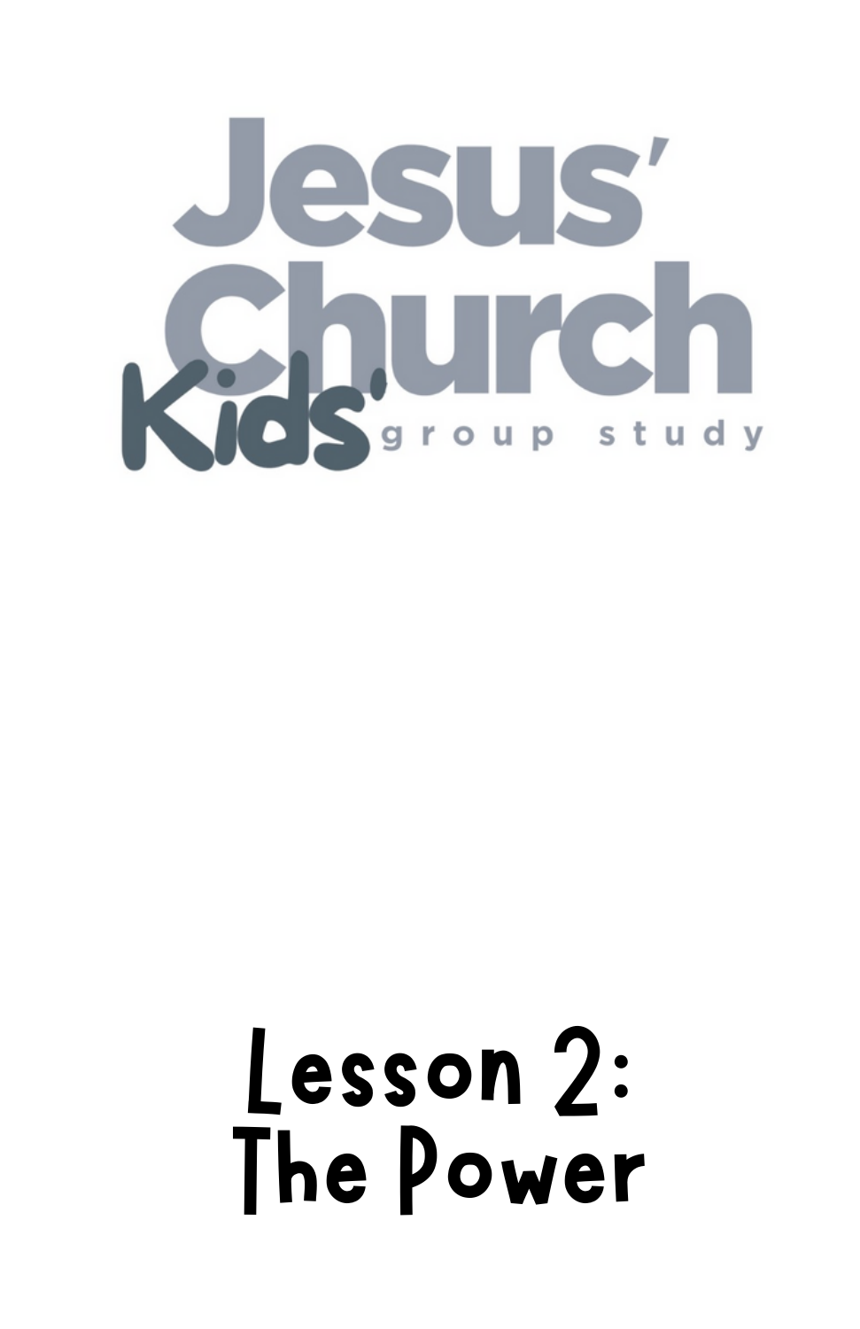# Jesus' Church

## Kids' group study

# Lesson 2: The Power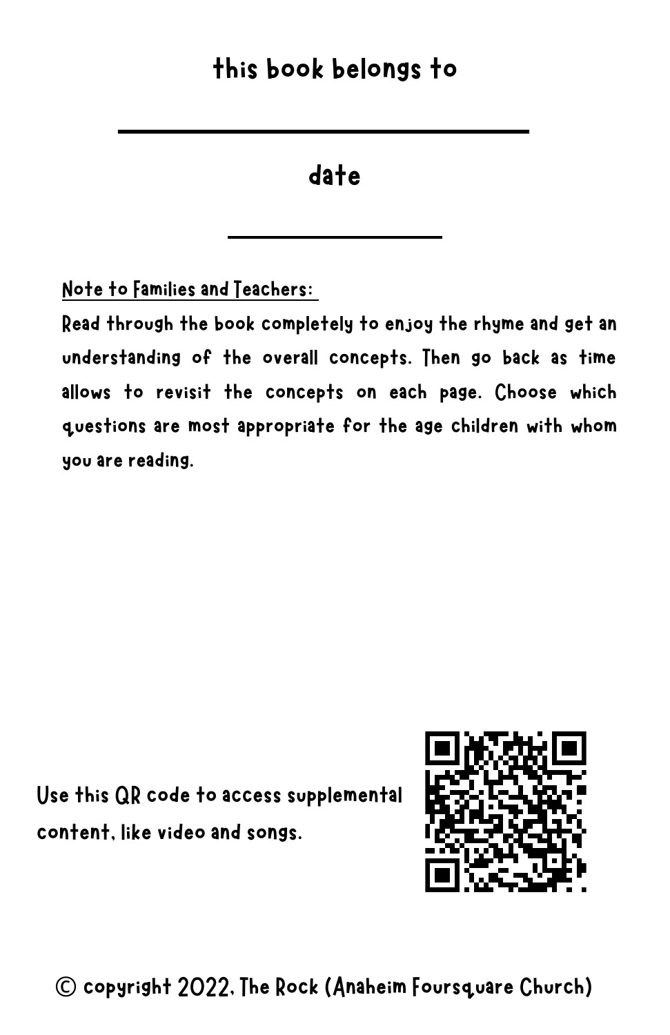this book belongs to

\_\_\_\_\_\_\_\_\_\_\_\_\_\_\_\_\_\_\_\_\_\_\_\_\_\_\_\_\_\_

date

\_\_\_\_\_\_\_\_\_\_\_\_\_\_\_\_

Note to Families and Teachers:

Read through the book completely to enjoy the rhyme and get an understanding of the overall concepts. Then go back as time allows to revisit the concepts on each page. Choose which questions are most appropriate for the age children with whom you are reading.

Use this QR code to access supplemental content, like video and songs.

© copyright 2022, The Rock (Anaheim Foursquare Church)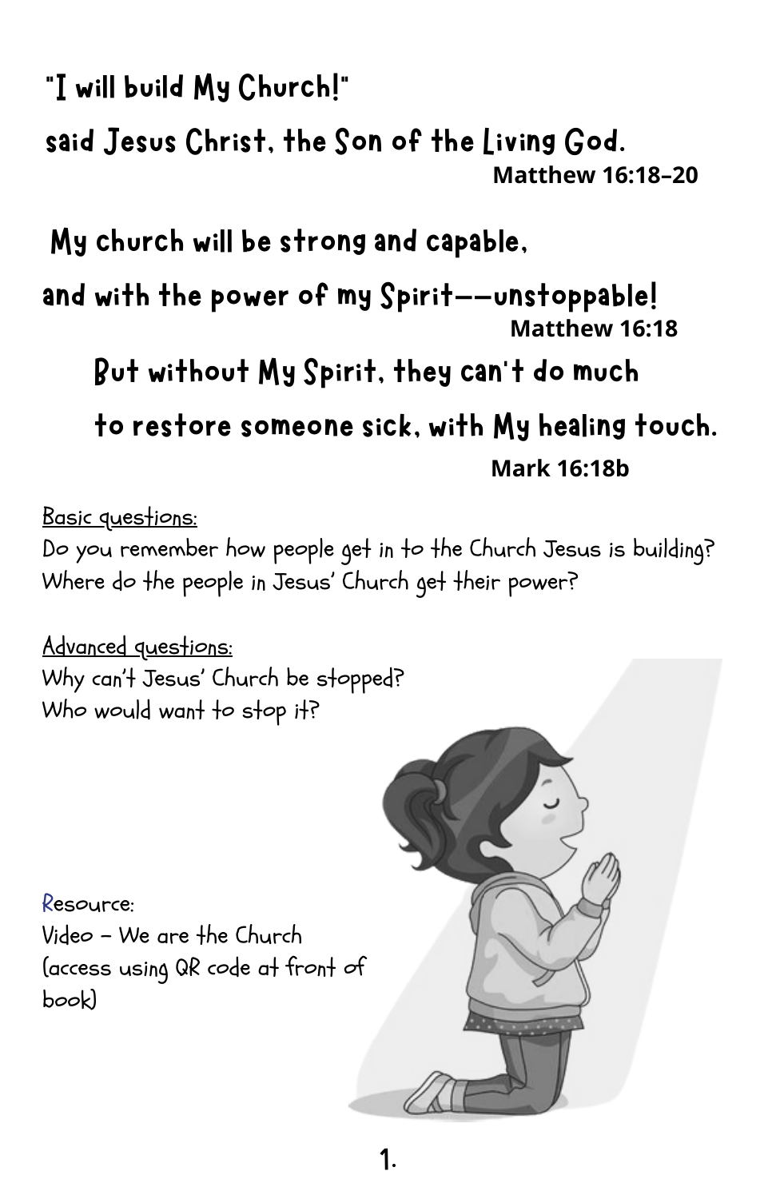"I will build My Church!"

said Jesus Christ, the Son of the Living God.

**Matthew 16:18–20**

My church will be strong and capable,

and with the power of my Spirit––unstoppable!

**Matthew 16:18**

But without My Spirit, they can't do much

to restore someone sick, with My healing touch.

**Mark 16:18b**

Basic questions:

Do you remember how people get in to the Church Jesus is building?

Where do the people in Jesus' Church get their power?

Advanced questions:

Why can't Jesus' Church be stopped?

Who would want to stop it?

Resource:

Video – We are the Church

(access using QR code at front of book)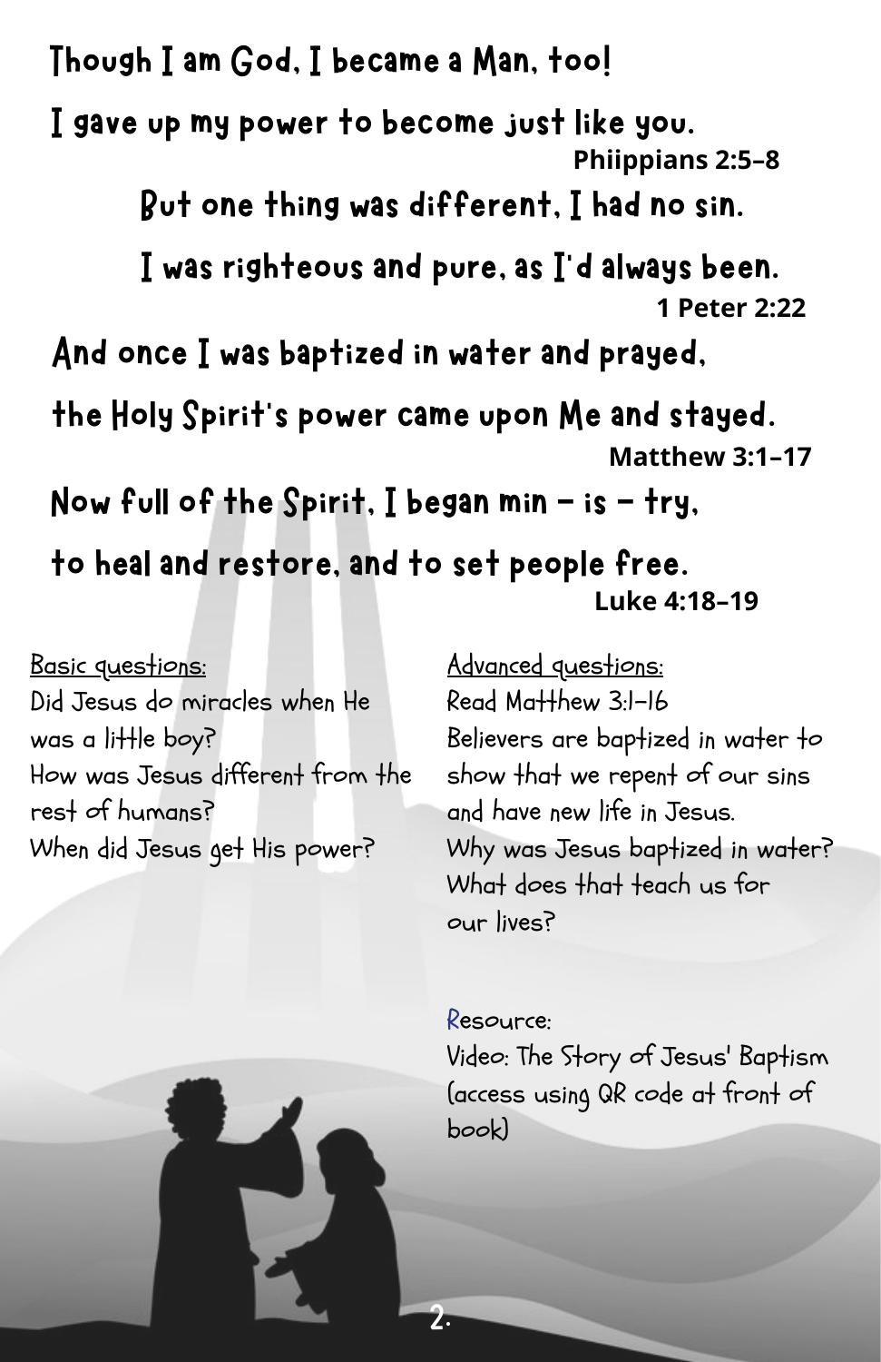Though I am God, I became a Man, too!

I gave up my power to become just like you.

**Phiippians 2:5-8**

But one thing was different, I had no sin.

I was righteous and pure, as I'd always been.

**1 Peter 2:22**

And once I was baptized in water and prayed,

the Holy Spirit's power came upon Me and stayed.

**Matthew 3:1-17**

Now full of the Spirit, I began min – is – try,

to heal and restore, and to set people free.

**Luke 4:18-19**

Basic questions:

Did Jesus do miracles when He was a little boy?

How was Jesus different from the rest of humans?

When did Jesus get His power?

Advanced questions:

Read Matthew 3:1-16

Believers are baptized in water to show that we repent of our sins and have new life in Jesus.

Why was Jesus baptized in water?

What does that teach us for our lives?

Resource:

Video: The Story of Jesus' Baptism (access using QR code at front of book)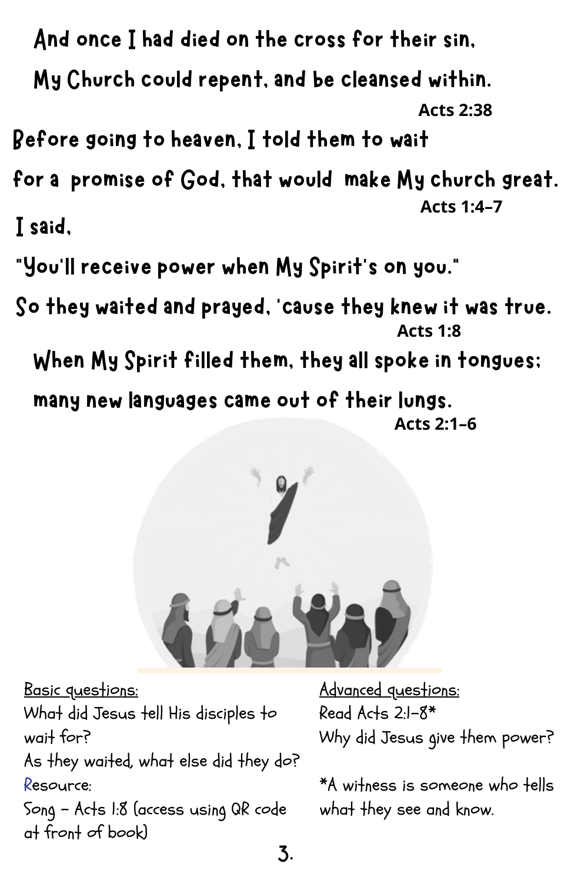And once I had died on the cross for their sin,

My Church could repent, and be cleansed within.

Acts 2:38

Before going to heaven, I told them to wait

for a promise of God, that would make My church great.

Acts 1:4–7

I said,

"You'll receive power when My Spirit's on you."

So they waited and prayed, 'cause they knew it was true.

Acts 1:8

When My Spirit filled them, they all spoke in tongues;

many new languages came out of their lungs.

Acts 2:1–6

Basic questions:

What did Jesus tell His disciples to wait for?

As they waited, what else did they do?

Resource:

Song – Acts 1:8 (access using QR code at front of book)

Advanced questions:

Read Acts 2:1–8*

Why did Jesus give them power?

*A witness is someone who tells what they see and know.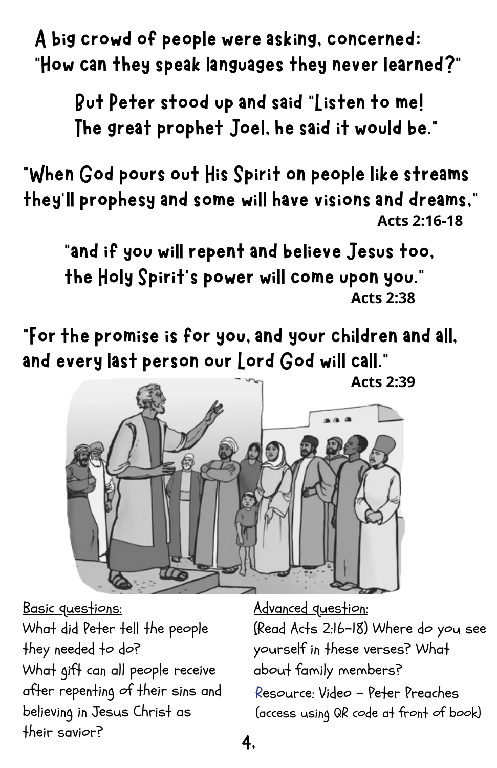A big crowd of people were asking, concerned:
"How can they speak languages they never learned?"

But Peter stood up and said "Listen to me!
The great prophet Joel, he said it would be."

"When God pours out His Spirit on people like streams
they'll prophesy and some will have visions and dreams,"
**Acts 2:16-18**

"and if you will repent and believe Jesus too,
the Holy Spirit's power will come upon you."
**Acts 2:38**

"For the promise is for you, and your children and all,
and every last person our Lord God will call."
**Acts 2:39**

<u>Basic questions:</u>
What did Peter tell the people they needed to do?
What gift can all people receive after repenting of their sins and believing in Jesus Christ as their savior?

<u>Advanced question:</u>
(Read Acts 2:16-18) Where do you see yourself in these verses? What about family members?
Resource: Video – Peter Preaches (access using QR code at front of book)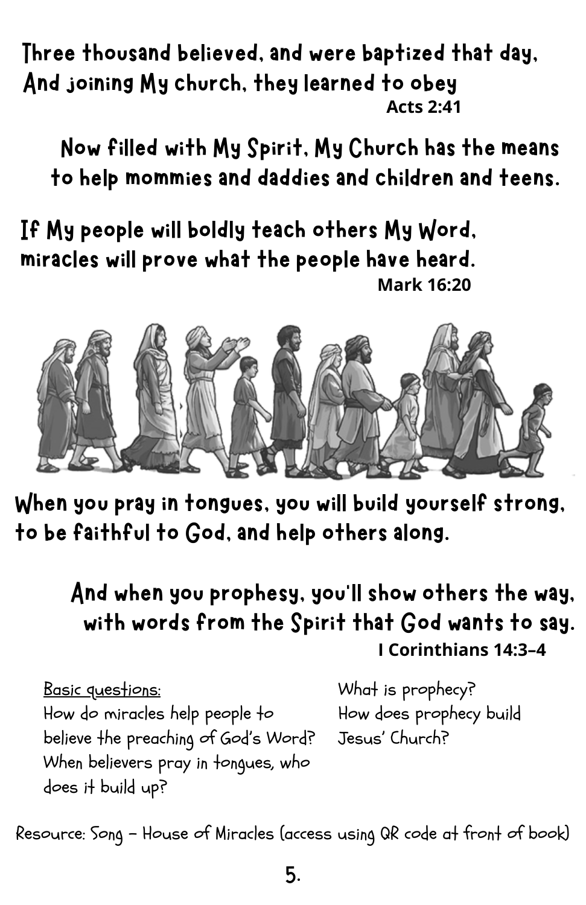Three thousand believed, and were baptized that day,
And joining My church, they learned to obey

**Acts 2:41**

Now filled with My Spirit, My Church has the means
to help mommies and daddies and children and teens.

If My people will boldly teach others My Word,
miracles will prove what the people have heard.

**Mark 16:20**

When you pray in tongues, you will build yourself strong,
to be faithful to God, and help others along.

And when you prophesy, you'll show others the way,
with words from the Spirit that God wants to say.

**I Corinthians 14:3–4**

Basic questions:

How do miracles help people to believe the preaching of God's Word?

When believers pray in tongues, who does it build up?

What is prophecy?

How does prophecy build Jesus' Church?

Resource: Song – House of Miracles (access using QR code at front of book)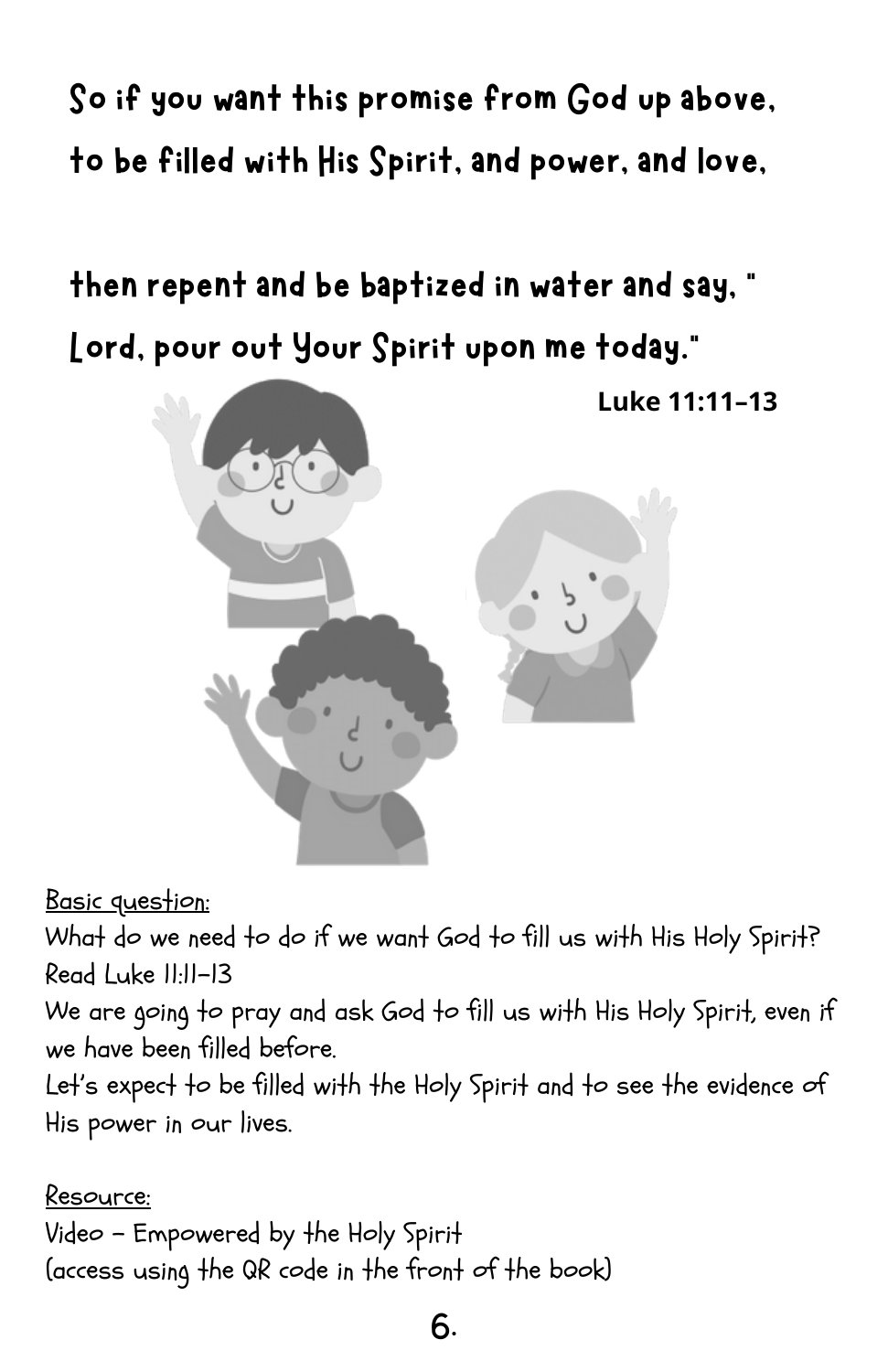So if you want this promise from God up above,
to be filled with His Spirit, and power, and love,

then repent and be baptized in water and say, "
Lord, pour out Your Spirit upon me today."

**Luke 11:11-13**

<u>Basic question:</u>
What do we need to do if we want God to fill us with His Holy Spirit?
Read Luke 11:11-13
We are going to pray and ask God to fill us with His Holy Spirit, even if we have been filled before.
Let's expect to be filled with the Holy Spirit and to see the evidence of His power in our lives.

<u>Resource:</u>
Video - Empowered by the Holy Spirit
(access using the QR code in the front of the book)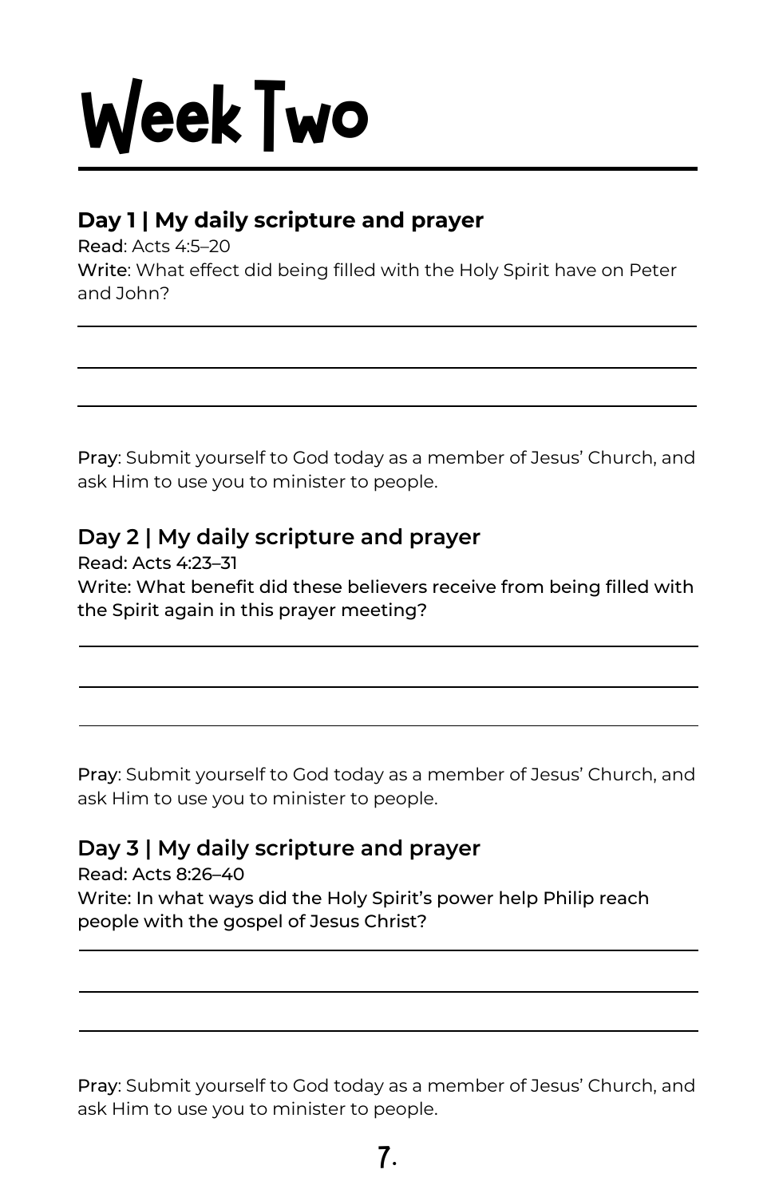# Week Two

### Day 1 | My daily scripture and prayer

**Read**: Acts 4:5–20

**Write**: What effect did being filled with the Holy Spirit have on Peter and John?

**Pray**: Submit yourself to God today as a member of Jesus' Church, and ask Him to use you to minister to people.

### Day 2 | My daily scripture and prayer

Read: Acts 4:23–31

Write: What benefit did these believers receive from being filled with the Spirit again in this prayer meeting?

**Pray**: Submit yourself to God today as a member of Jesus' Church, and ask Him to use you to minister to people.

### Day 3 | My daily scripture and prayer

Read: Acts 8:26–40

Write: In what ways did the Holy Spirit's power help Philip reach people with the gospel of Jesus Christ?

**Pray**: Submit yourself to God today as a member of Jesus' Church, and ask Him to use you to minister to people.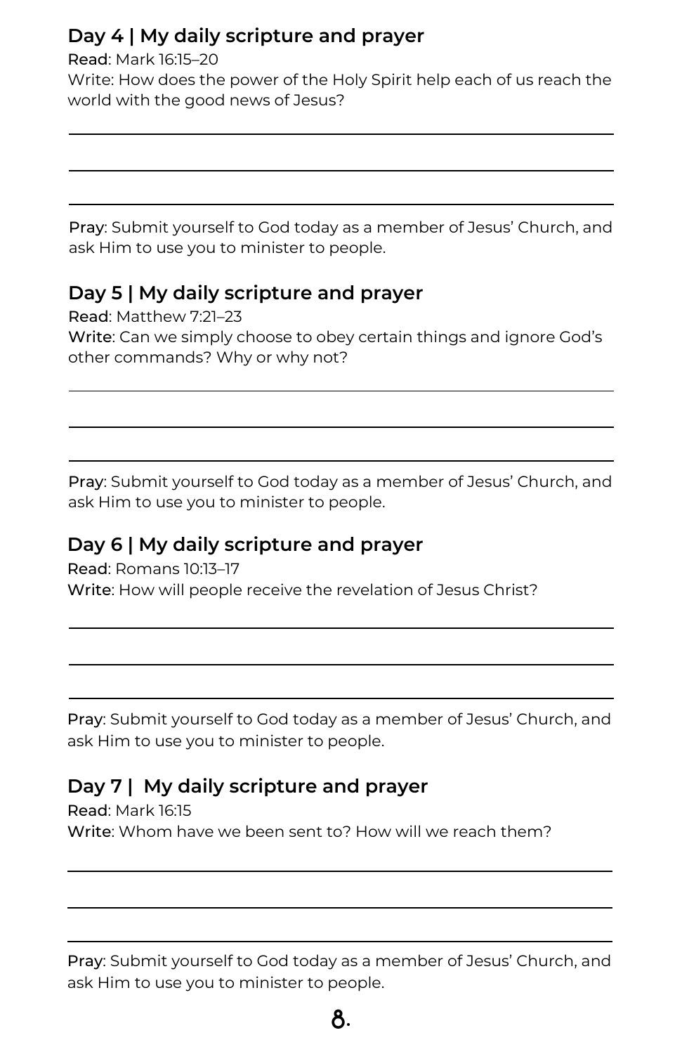### Day 4 | My daily scripture and prayer

**Read**: Mark 16:15–20

Write: How does the power of the Holy Spirit help each of us reach the world with the good news of Jesus?

---

---

---

**Pray**: Submit yourself to God today as a member of Jesus' Church, and ask Him to use you to minister to people.

### Day 5 | My daily scripture and prayer

**Read**: Matthew 7:21–23

**Write**: Can we simply choose to obey certain things and ignore God's other commands? Why or why not?

---

---

---

**Pray**: Submit yourself to God today as a member of Jesus' Church, and ask Him to use you to minister to people.

### Day 6 | My daily scripture and prayer

**Read**: Romans 10:13–17

**Write**: How will people receive the revelation of Jesus Christ?

---

---

---

**Pray**: Submit yourself to God today as a member of Jesus' Church, and ask Him to use you to minister to people.

### Day 7 | My daily scripture and prayer

**Read**: Mark 16:15

**Write**: Whom have we been sent to? How will we reach them?

---

---

---

**Pray**: Submit yourself to God today as a member of Jesus' Church, and ask Him to use you to minister to people.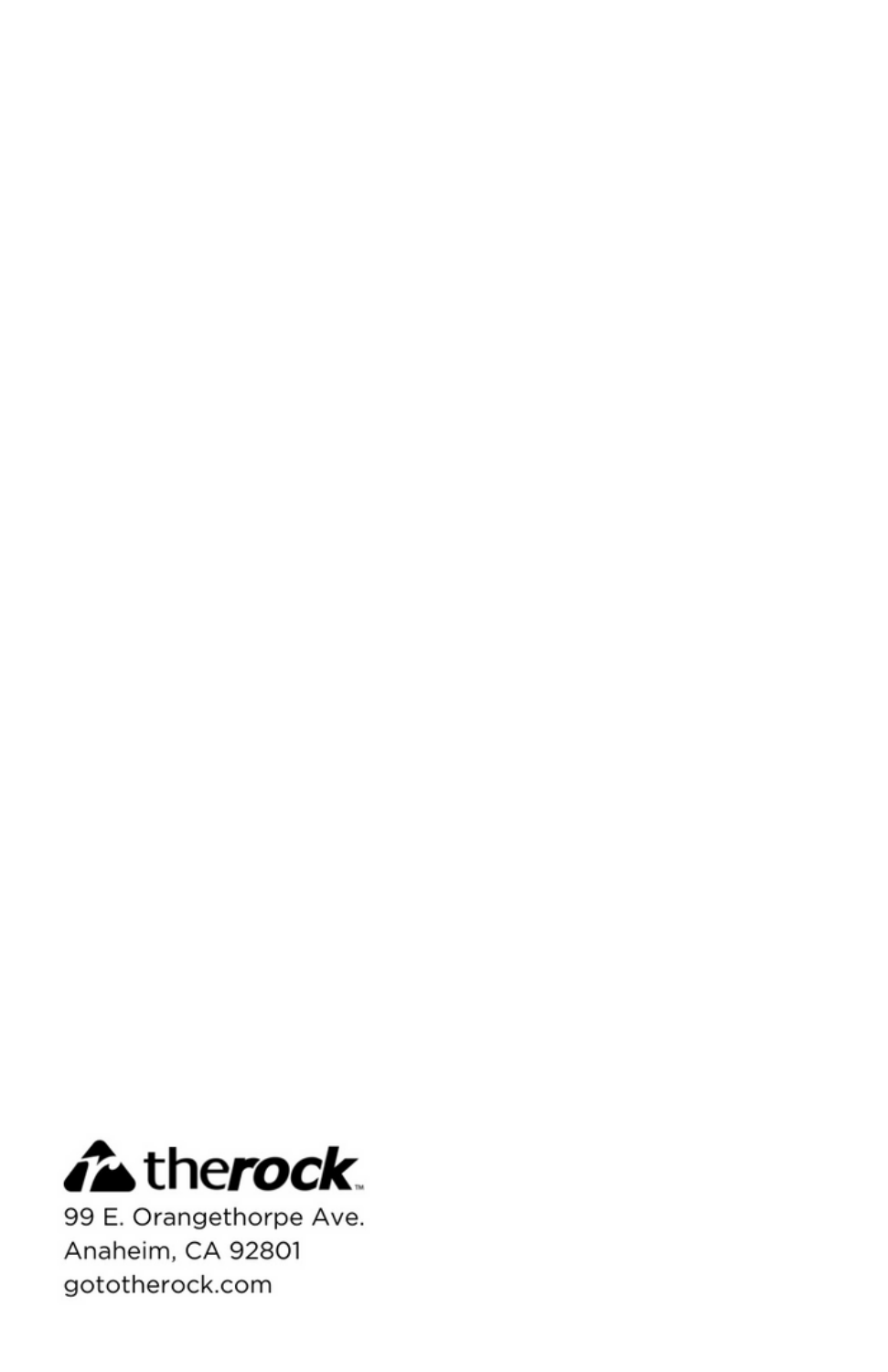therock™

99 E. Orangethorpe Ave.
Anaheim, CA 92801
gotootherock.com

therock™

99 E. Orangethorpe Ave.
Anaheim, CA 92801
gototherock.com